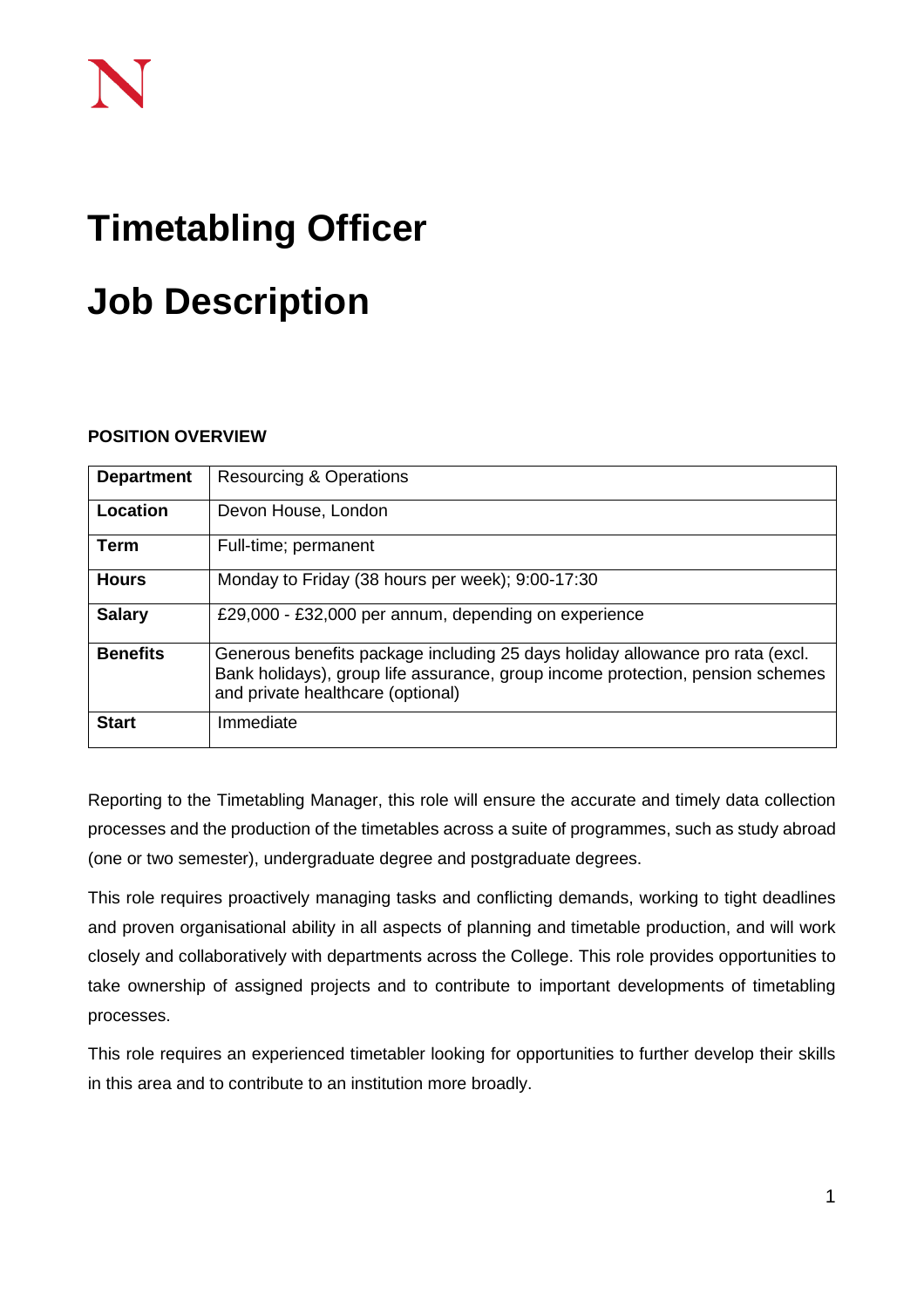# Timetabling Officer

# Job Description

**POSITION OVERVIEW**

| **Department** | Resourcing & Operations |
|---|---|
| **Location** | Devon House, London |
| **Term** | Full-time; permanent |
| **Hours** | Monday to Friday (38 hours per week); 9:00-17:30 |
| **Salary** | £29,000 - £32,000 per annum, depending on experience |
| **Benefits** | Generous benefits package including 25 days holiday allowance pro rata (excl. Bank holidays), group life assurance, group income protection, pension schemes and private healthcare (optional) |
| **Start** | Immediate |

Reporting to the Timetabling Manager, this role will ensure the accurate and timely data collection processes and the production of the timetables across a suite of programmes, such as study abroad (one or two semester), undergraduate degree and postgraduate degrees.

This role requires proactively managing tasks and conflicting demands, working to tight deadlines and proven organisational ability in all aspects of planning and timetable production, and will work closely and collaboratively with departments across the College. This role provides opportunities to take ownership of assigned projects and to contribute to important developments of timetabling processes.

This role requires an experienced timetabler looking for opportunities to further develop their skills in this area and to contribute to an institution more broadly.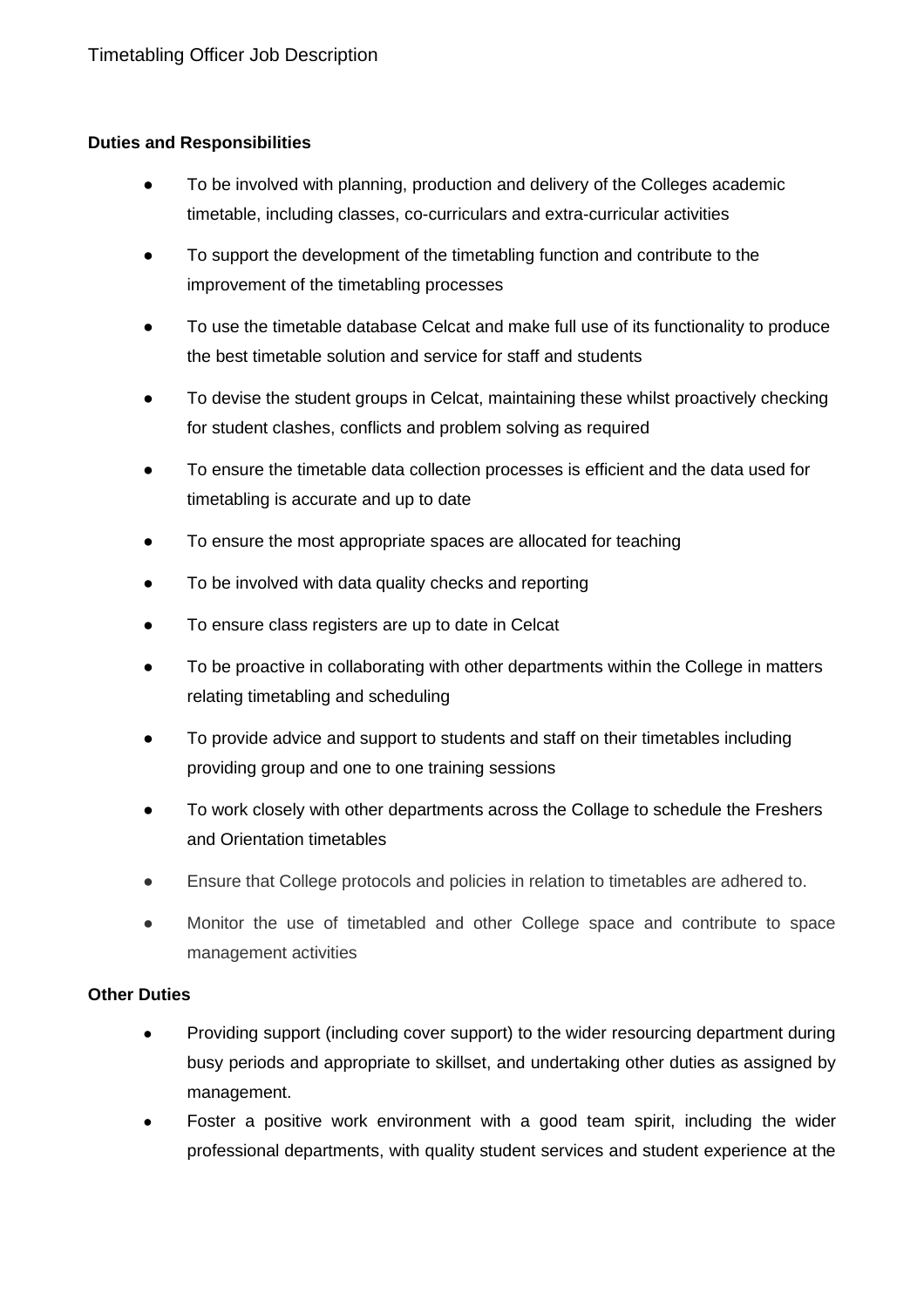**Duties and Responsibilities**

- To be involved with planning, production and delivery of the Colleges academic timetable, including classes, co-curriculars and extra-curricular activities
- To support the development of the timetabling function and contribute to the improvement of the timetabling processes
- To use the timetable database Celcat and make full use of its functionality to produce the best timetable solution and service for staff and students
- To devise the student groups in Celcat, maintaining these whilst proactively checking for student clashes, conflicts and problem solving as required
- To ensure the timetable data collection processes is efficient and the data used for timetabling is accurate and up to date
- To ensure the most appropriate spaces are allocated for teaching
- To be involved with data quality checks and reporting
- To ensure class registers are up to date in Celcat
- To be proactive in collaborating with other departments within the College in matters relating timetabling and scheduling
- To provide advice and support to students and staff on their timetables including providing group and one to one training sessions
- To work closely with other departments across the Collage to schedule the Freshers and Orientation timetables
- Ensure that College protocols and policies in relation to timetables are adhered to.
- Monitor the use of timetabled and other College space and contribute to space management activities

**Other Duties**

- Providing support (including cover support) to the wider resourcing department during busy periods and appropriate to skillset, and undertaking other duties as assigned by management.
- Foster a positive work environment with a good team spirit, including the wider professional departments, with quality student services and student experience at the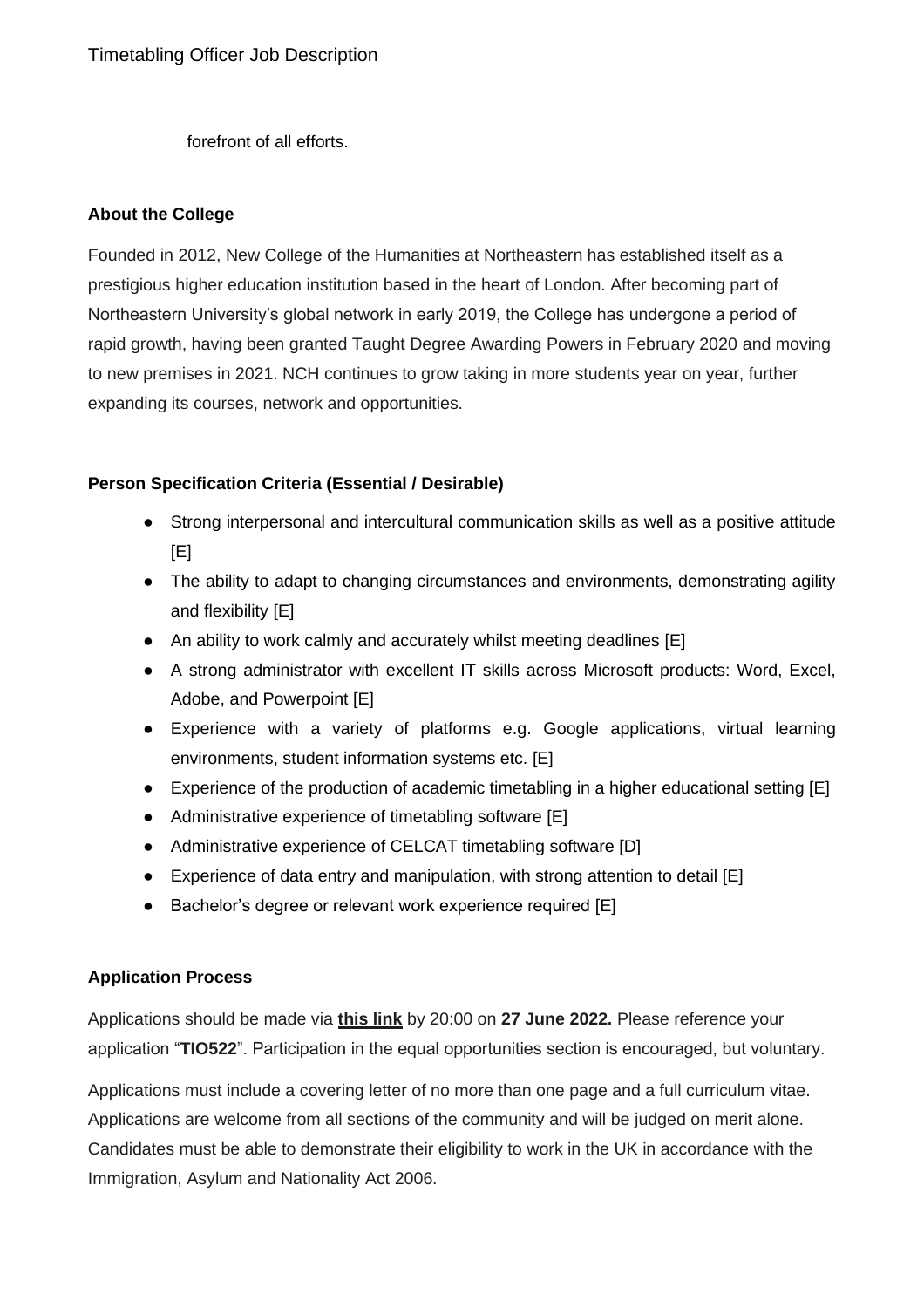forefront of all efforts.

**About the College**

Founded in 2012, New College of the Humanities at Northeastern has established itself as a prestigious higher education institution based in the heart of London. After becoming part of Northeastern University's global network in early 2019, the College has undergone a period of rapid growth, having been granted Taught Degree Awarding Powers in February 2020 and moving to new premises in 2021. NCH continues to grow taking in more students year on year, further expanding its courses, network and opportunities.

**Person Specification Criteria (Essential / Desirable)**

- Strong interpersonal and intercultural communication skills as well as a positive attitude [E]
- The ability to adapt to changing circumstances and environments, demonstrating agility and flexibility [E]
- An ability to work calmly and accurately whilst meeting deadlines [E]
- A strong administrator with excellent IT skills across Microsoft products: Word, Excel, Adobe, and Powerpoint [E]
- Experience with a variety of platforms e.g. Google applications, virtual learning environments, student information systems etc. [E]
- Experience of the production of academic timetabling in a higher educational setting [E]
- Administrative experience of timetabling software [E]
- Administrative experience of CELCAT timetabling software [D]
- Experience of data entry and manipulation, with strong attention to detail [E]
- Bachelor's degree or relevant work experience required [E]

**Application Process**

Applications should be made via **this link** by 20:00 on **27 June 2022.** Please reference your application "**TIO522**". Participation in the equal opportunities section is encouraged, but voluntary.

Applications must include a covering letter of no more than one page and a full curriculum vitae. Applications are welcome from all sections of the community and will be judged on merit alone. Candidates must be able to demonstrate their eligibility to work in the UK in accordance with the Immigration, Asylum and Nationality Act 2006.